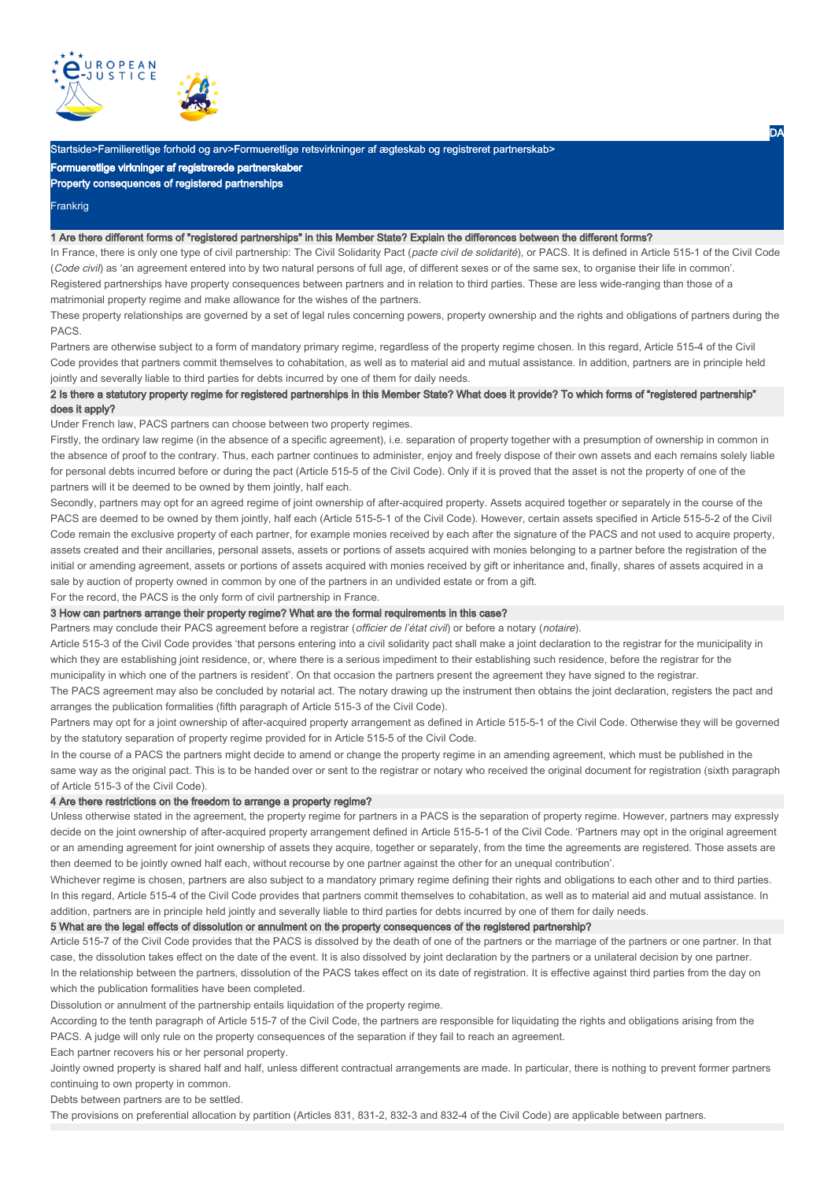DA

Startside>Familieretlige forhold og arv>Formueretlige retsvirkninger af ægteskab og registreret partnerskab>

**Formueretlige virkninger af registrerede partnerskaber**

**Property consequences of registered partnerships**

Frankrig

### 1 Are there different forms of "registered partnerships" in this Member State? Explain the differences between the different forms?

In France, there is only one type of civil partnership: The Civil Solidarity Pact (*pacte civil de solidarité*), or PACS. It is defined in Article 515-1 of the Civil Code (*Code civil*) as 'an agreement entered into by two natural persons of full age, of different sexes or of the same sex, to organise their life in common'.

Registered partnerships have property consequences between partners and in relation to third parties. These are less wide-ranging than those of a matrimonial property regime and make allowance for the wishes of the partners.

These property relationships are governed by a set of legal rules concerning powers, property ownership and the rights and obligations of partners during the PACS.

Partners are otherwise subject to a form of mandatory primary regime, regardless of the property regime chosen. In this regard, Article 515-4 of the Civil Code provides that partners commit themselves to cohabitation, as well as to material aid and mutual assistance. In addition, partners are in principle held jointly and severally liable to third parties for debts incurred by one of them for daily needs.

### 2 Is there a statutory property regime for registered partnerships in this Member State? What does it provide? To which forms of "registered partnership" does it apply?

Under French law, PACS partners can choose between two property regimes.

Firstly, the ordinary law regime (in the absence of a specific agreement), i.e. separation of property together with a presumption of ownership in common in the absence of proof to the contrary. Thus, each partner continues to administer, enjoy and freely dispose of their own assets and each remains solely liable for personal debts incurred before or during the pact (Article 515-5 of the Civil Code). Only if it is proved that the asset is not the property of one of the partners will it be deemed to be owned by them jointly, half each.

Secondly, partners may opt for an agreed regime of joint ownership of after-acquired property. Assets acquired together or separately in the course of the PACS are deemed to be owned by them jointly, half each (Article 515-5-1 of the Civil Code). However, certain assets specified in Article 515-5-2 of the Civil Code remain the exclusive property of each partner, for example monies received by each after the signature of the PACS and not used to acquire property, assets created and their ancillaries, personal assets, assets or portions of assets acquired with monies belonging to a partner before the registration of the initial or amending agreement, assets or portions of assets acquired with monies received by gift or inheritance and, finally, shares of assets acquired in a sale by auction of property owned in common by one of the partners in an undivided estate or from a gift.

For the record, the PACS is the only form of civil partnership in France.

### 3 How can partners arrange their property regime? What are the formal requirements in this case?

Partners may conclude their PACS agreement before a registrar (*officier de l'état civil*) or before a notary (*notaire*).

Article 515-3 of the Civil Code provides 'that persons entering into a civil solidarity pact shall make a joint declaration to the registrar for the municipality in which they are establishing joint residence, or, where there is a serious impediment to their establishing such residence, before the registrar for the municipality in which one of the partners is resident'. On that occasion the partners present the agreement they have signed to the registrar.

The PACS agreement may also be concluded by notarial act. The notary drawing up the instrument then obtains the joint declaration, registers the pact and arranges the publication formalities (fifth paragraph of Article 515-3 of the Civil Code).

Partners may opt for a joint ownership of after-acquired property arrangement as defined in Article 515-5-1 of the Civil Code. Otherwise they will be governed by the statutory separation of property regime provided for in Article 515-5 of the Civil Code.

In the course of a PACS the partners might decide to amend or change the property regime in an amending agreement, which must be published in the same way as the original pact. This is to be handed over or sent to the registrar or notary who received the original document for registration (sixth paragraph of Article 515-3 of the Civil Code).

### 4 Are there restrictions on the freedom to arrange a property regime?

Unless otherwise stated in the agreement, the property regime for partners in a PACS is the separation of property regime. However, partners may expressly decide on the joint ownership of after-acquired property arrangement defined in Article 515-5-1 of the Civil Code. 'Partners may opt in the original agreement or an amending agreement for joint ownership of assets they acquire, together or separately, from the time the agreements are registered. Those assets are then deemed to be jointly owned half each, without recourse by one partner against the other for an unequal contribution'.

Whichever regime is chosen, partners are also subject to a mandatory primary regime defining their rights and obligations to each other and to third parties. In this regard, Article 515-4 of the Civil Code provides that partners commit themselves to cohabitation, as well as to material aid and mutual assistance. In addition, partners are in principle held jointly and severally liable to third parties for debts incurred by one of them for daily needs.

### 5 What are the legal effects of dissolution or annulment on the property consequences of the registered partnership?

Article 515-7 of the Civil Code provides that the PACS is dissolved by the death of one of the partners or the marriage of the partners or one partner. In that case, the dissolution takes effect on the date of the event. It is also dissolved by joint declaration by the partners or a unilateral decision by one partner.

In the relationship between the partners, dissolution of the PACS takes effect on its date of registration. It is effective against third parties from the day on which the publication formalities have been completed.

Dissolution or annulment of the partnership entails liquidation of the property regime.

According to the tenth paragraph of Article 515-7 of the Civil Code, the partners are responsible for liquidating the rights and obligations arising from the PACS. A judge will only rule on the property consequences of the separation if they fail to reach an agreement.

Each partner recovers his or her personal property.

Jointly owned property is shared half and half, unless different contractual arrangements are made. In particular, there is nothing to prevent former partners continuing to own property in common.

Debts between partners are to be settled.

The provisions on preferential allocation by partition (Articles 831, 831-2, 832-3 and 832-4 of the Civil Code) are applicable between partners.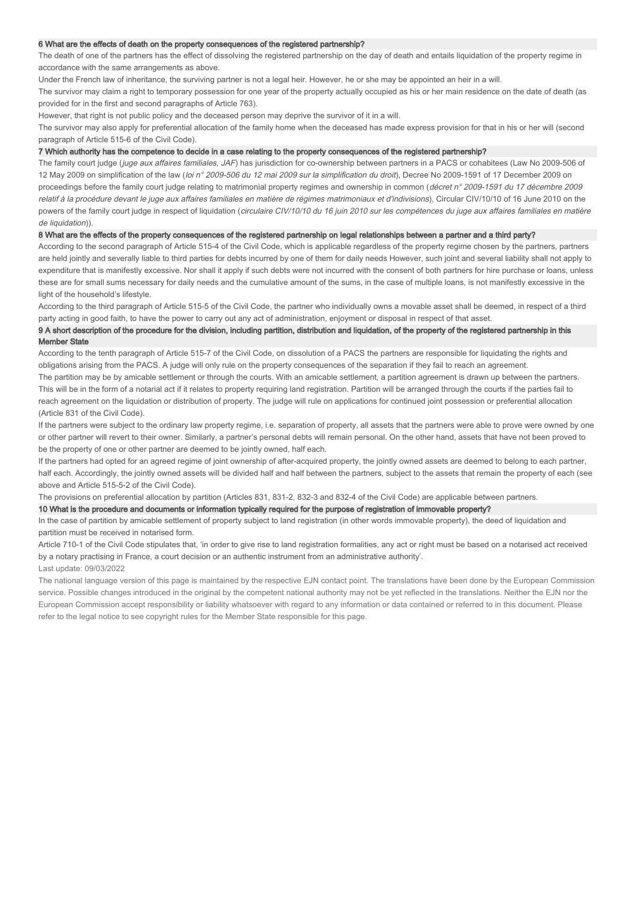### 6 What are the effects of death on the property consequences of the registered partnership?

The death of one of the partners has the effect of dissolving the registered partnership on the day of death and entails liquidation of the property regime in accordance with the same arrangements as above.

Under the French law of inheritance, the surviving partner is not a legal heir. However, he or she may be appointed an heir in a will.

The survivor may claim a right to temporary possession for one year of the property actually occupied as his or her main residence on the date of death (as provided for in the first and second paragraphs of Article 763).

However, that right is not public policy and the deceased person may deprive the survivor of it in a will.

The survivor may also apply for preferential allocation of the family home when the deceased has made express provision for that in his or her will (second paragraph of Article 515-6 of the Civil Code).

### 7 Which authority has the competence to decide in a case relating to the property consequences of the registered partnership?

The family court judge (*juge aux affaires familiales, JAF*) has jurisdiction for co-ownership between partners in a PACS or cohabitees (Law No 2009-506 of 12 May 2009 on simplification of the law (*loi n° 2009-506 du 12 mai 2009 sur la simplification du droit*), Decree No 2009-1591 of 17 December 2009 on proceedings before the family court judge relating to matrimonial property regimes and ownership in common (*décret n° 2009-1591 du 17 décembre 2009 relatif à la procédure devant le juge aux affaires familiales en matière de régimes matrimoniaux et d'indivisions*), Circular CIV/10/10 of 16 June 2010 on the powers of the family court judge in respect of liquidation (*circulaire CIV/10/10 du 16 juin 2010 sur les compétences du juge aux affaires familiales en matière de liquidation*)).

### 8 What are the effects of the property consequences of the registered partnership on legal relationships between a partner and a third party?

According to the second paragraph of Article 515-4 of the Civil Code, which is applicable regardless of the property regime chosen by the partners, partners are held jointly and severally liable to third parties for debts incurred by one of them for daily needs However, such joint and several liability shall not apply to expenditure that is manifestly excessive. Nor shall it apply if such debts were not incurred with the consent of both partners for hire purchase or loans, unless these are for small sums necessary for daily needs and the cumulative amount of the sums, in the case of multiple loans, is not manifestly excessive in the light of the household's lifestyle.

According to the third paragraph of Article 515-5 of the Civil Code, the partner who individually owns a movable asset shall be deemed, in respect of a third party acting in good faith, to have the power to carry out any act of administration, enjoyment or disposal in respect of that asset.

### 9 A short description of the procedure for the division, including partition, distribution and liquidation, of the property of the registered partnership in this Member State

According to the tenth paragraph of Article 515-7 of the Civil Code, on dissolution of a PACS the partners are responsible for liquidating the rights and obligations arising from the PACS. A judge will only rule on the property consequences of the separation if they fail to reach an agreement.

The partition may be by amicable settlement or through the courts. With an amicable settlement, a partition agreement is drawn up between the partners. This will be in the form of a notarial act if it relates to property requiring land registration. Partition will be arranged through the courts if the parties fail to reach agreement on the liquidation or distribution of property. The judge will rule on applications for continued joint possession or preferential allocation (Article 831 of the Civil Code).

If the partners were subject to the ordinary law property regime, i.e. separation of property, all assets that the partners were able to prove were owned by one or other partner will revert to their owner. Similarly, a partner's personal debts will remain personal. On the other hand, assets that have not been proved to be the property of one or other partner are deemed to be jointly owned, half each.

If the partners had opted for an agreed regime of joint ownership of after-acquired property, the jointly owned assets are deemed to belong to each partner, half each. Accordingly, the jointly owned assets will be divided half and half between the partners, subject to the assets that remain the property of each (see above and Article 515-5-2 of the Civil Code).

The provisions on preferential allocation by partition (Articles 831, 831-2, 832-3 and 832-4 of the Civil Code) are applicable between partners.

### 10 What is the procedure and documents or information typically required for the purpose of registration of immovable property?

In the case of partition by amicable settlement of property subject to land registration (in other words immovable property), the deed of liquidation and partition must be received in notarised form.

Article 710-1 of the Civil Code stipulates that, 'in order to give rise to land registration formalities, any act or right must be based on a notarised act received by a notary practising in France, a court decision or an authentic instrument from an administrative authority'.

Last update: 09/03/2022

The national language version of this page is maintained by the respective EJN contact point. The translations have been done by the European Commission service. Possible changes introduced in the original by the competent national authority may not be yet reflected in the translations. Neither the EJN nor the European Commission accept responsibility or liability whatsoever with regard to any information or data contained or referred to in this document. Please refer to the legal notice to see copyright rules for the Member State responsible for this page.